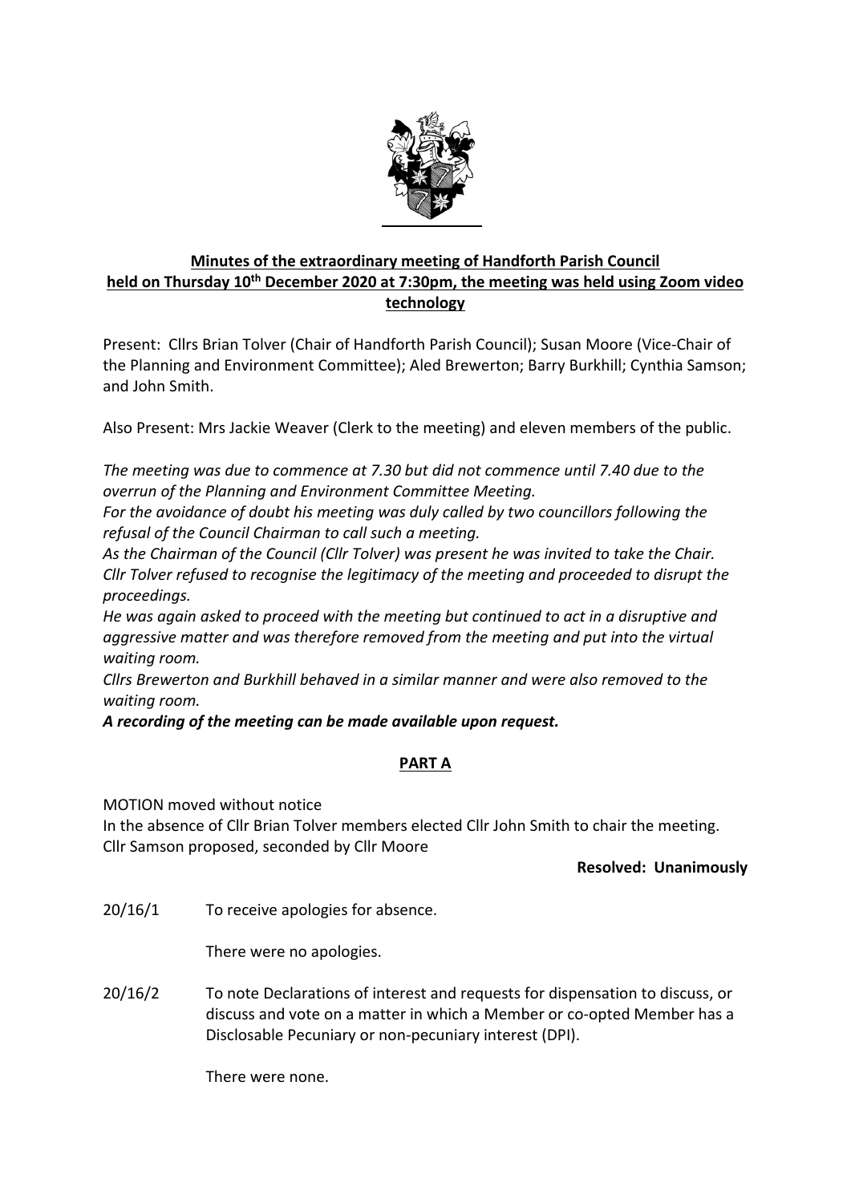## Minutes of the extraordinary meeting of Handforth Parish Council held on Thursday 10th December 2020 at 7:30pm, the meeting was held using Zoom video technology

Present: Cllrs Brian Tolver (Chair of Handforth Parish Council); Susan Moore (Vice-Chair of the Planning and Environment Committee); Aled Brewerton; Barry Burkhill; Cynthia Samson; and John Smith.

Also Present: Mrs Jackie Weaver (Clerk to the meeting) and eleven members of the public.

*The meeting was due to commence at 7.30 but did not commence until 7.40 due to the overrun of the Planning and Environment Committee Meeting.*

*For the avoidance of doubt his meeting was duly called by two councillors following the refusal of the Council Chairman to call such a meeting.*

*As the Chairman of the Council (Cllr Tolver) was present he was invited to take the Chair. Cllr Tolver refused to recognise the legitimacy of the meeting and proceeded to disrupt the proceedings.*

*He was again asked to proceed with the meeting but continued to act in a disruptive and aggressive matter and was therefore removed from the meeting and put into the virtual waiting room.*

*Cllrs Brewerton and Burkhill behaved in a similar manner and were also removed to the waiting room.*

***A recording of the meeting can be made available upon request.***

## PART A

MOTION moved without notice

In the absence of Cllr Brian Tolver members elected Cllr John Smith to chair the meeting. Cllr Samson proposed, seconded by Cllr Moore

**Resolved: Unanimously**

20/16/1 To receive apologies for absence.

There were no apologies.

20/16/2 To note Declarations of interest and requests for dispensation to discuss, or discuss and vote on a matter in which a Member or co-opted Member has a Disclosable Pecuniary or non-pecuniary interest (DPI).

There were none.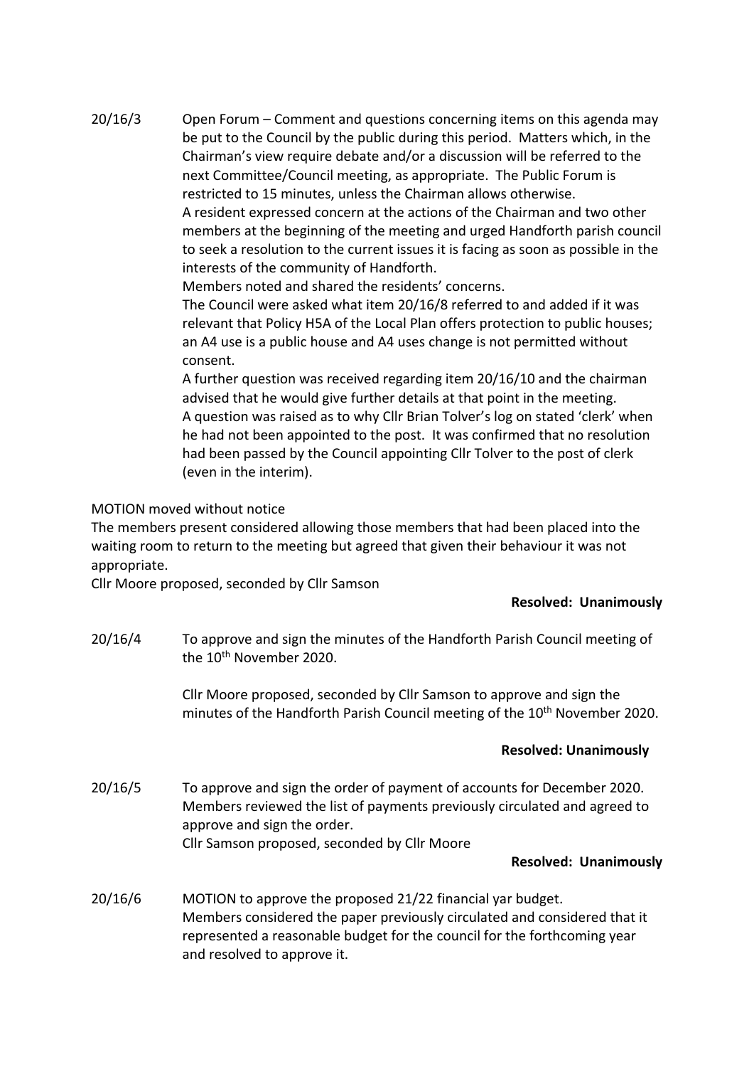20/16/3 Open Forum – Comment and questions concerning items on this agenda may be put to the Council by the public during this period. Matters which, in the Chairman's view require debate and/or a discussion will be referred to the next Committee/Council meeting, as appropriate. The Public Forum is restricted to 15 minutes, unless the Chairman allows otherwise.

A resident expressed concern at the actions of the Chairman and two other members at the beginning of the meeting and urged Handforth parish council to seek a resolution to the current issues it is facing as soon as possible in the interests of the community of Handforth.

Members noted and shared the residents' concerns.

The Council were asked what item 20/16/8 referred to and added if it was relevant that Policy H5A of the Local Plan offers protection to public houses; an A4 use is a public house and A4 uses change is not permitted without consent.

A further question was received regarding item 20/16/10 and the chairman advised that he would give further details at that point in the meeting.

A question was raised as to why Cllr Brian Tolver's log on stated 'clerk' when he had not been appointed to the post. It was confirmed that no resolution had been passed by the Council appointing Cllr Tolver to the post of clerk (even in the interim).

MOTION moved without notice

The members present considered allowing those members that had been placed into the waiting room to return to the meeting but agreed that given their behaviour it was not appropriate.

Cllr Moore proposed, seconded by Cllr Samson

**Resolved: Unanimously**

20/16/4 To approve and sign the minutes of the Handforth Parish Council meeting of the 10th November 2020.

Cllr Moore proposed, seconded by Cllr Samson to approve and sign the minutes of the Handforth Parish Council meeting of the 10th November 2020.

**Resolved: Unanimously**

20/16/5 To approve and sign the order of payment of accounts for December 2020. Members reviewed the list of payments previously circulated and agreed to approve and sign the order.

Cllr Samson proposed, seconded by Cllr Moore

**Resolved: Unanimously**

20/16/6 MOTION to approve the proposed 21/22 financial yar budget.

Members considered the paper previously circulated and considered that it represented a reasonable budget for the council for the forthcoming year and resolved to approve it.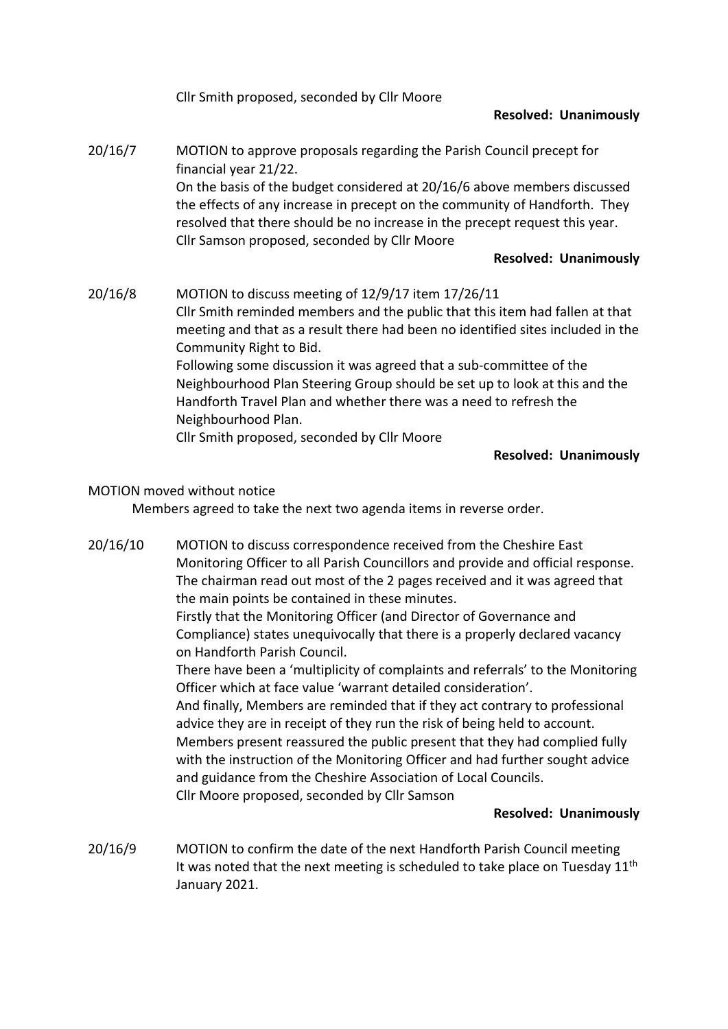Cllr Smith proposed, seconded by Cllr Moore

**Resolved: Unanimously**

20/16/7 MOTION to approve proposals regarding the Parish Council precept for financial year 21/22.
On the basis of the budget considered at 20/16/6 above members discussed the effects of any increase in precept on the community of Handforth. They resolved that there should be no increase in the precept request this year.
Cllr Samson proposed, seconded by Cllr Moore

**Resolved: Unanimously**

20/16/8 MOTION to discuss meeting of 12/9/17 item 17/26/11
Cllr Smith reminded members and the public that this item had fallen at that meeting and that as a result there had been no identified sites included in the Community Right to Bid.
Following some discussion it was agreed that a sub-committee of the Neighbourhood Plan Steering Group should be set up to look at this and the Handforth Travel Plan and whether there was a need to refresh the Neighbourhood Plan.
Cllr Smith proposed, seconded by Cllr Moore

**Resolved: Unanimously**

MOTION moved without notice
Members agreed to take the next two agenda items in reverse order.

20/16/10 MOTION to discuss correspondence received from the Cheshire East Monitoring Officer to all Parish Councillors and provide and official response.
The chairman read out most of the 2 pages received and it was agreed that the main points be contained in these minutes.
Firstly that the Monitoring Officer (and Director of Governance and Compliance) states unequivocally that there is a properly declared vacancy on Handforth Parish Council.
There have been a 'multiplicity of complaints and referrals' to the Monitoring Officer which at face value 'warrant detailed consideration'.
And finally, Members are reminded that if they act contrary to professional advice they are in receipt of they run the risk of being held to account.
Members present reassured the public present that they had complied fully with the instruction of the Monitoring Officer and had further sought advice and guidance from the Cheshire Association of Local Councils.
Cllr Moore proposed, seconded by Cllr Samson

**Resolved: Unanimously**

20/16/9 MOTION to confirm the date of the next Handforth Parish Council meeting
It was noted that the next meeting is scheduled to take place on Tuesday 11th January 2021.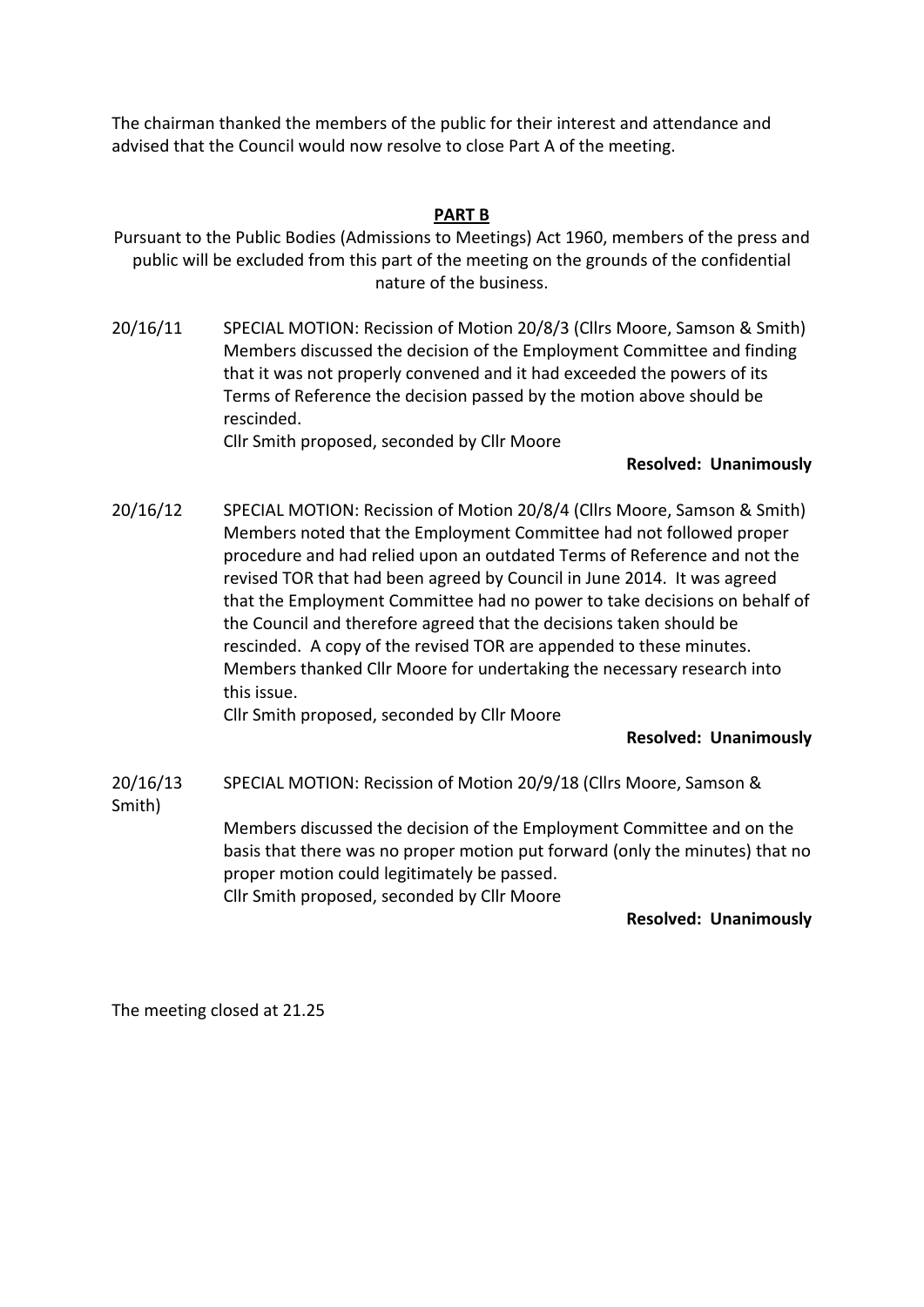The chairman thanked the members of the public for their interest and attendance and advised that the Council would now resolve to close Part A of the meeting.

## PART B

Pursuant to the Public Bodies (Admissions to Meetings) Act 1960, members of the press and public will be excluded from this part of the meeting on the grounds of the confidential nature of the business.

20/16/11 SPECIAL MOTION: Recission of Motion 20/8/3 (Cllrs Moore, Samson & Smith)
Members discussed the decision of the Employment Committee and finding that it was not properly convened and it had exceeded the powers of its Terms of Reference the decision passed by the motion above should be rescinded.
Cllr Smith proposed, seconded by Cllr Moore

**Resolved: Unanimously**

20/16/12 SPECIAL MOTION: Recission of Motion 20/8/4 (Cllrs Moore, Samson & Smith)
Members noted that the Employment Committee had not followed proper procedure and had relied upon an outdated Terms of Reference and not the revised TOR that had been agreed by Council in June 2014. It was agreed that the Employment Committee had no power to take decisions on behalf of the Council and therefore agreed that the decisions taken should be rescinded. A copy of the revised TOR are appended to these minutes. Members thanked Cllr Moore for undertaking the necessary research into this issue.
Cllr Smith proposed, seconded by Cllr Moore

**Resolved: Unanimously**

20/16/13 SPECIAL MOTION: Recission of Motion 20/9/18 (Cllrs Moore, Samson & Smith)

Members discussed the decision of the Employment Committee and on the basis that there was no proper motion put forward (only the minutes) that no proper motion could legitimately be passed.
Cllr Smith proposed, seconded by Cllr Moore

**Resolved: Unanimously**

The meeting closed at 21.25